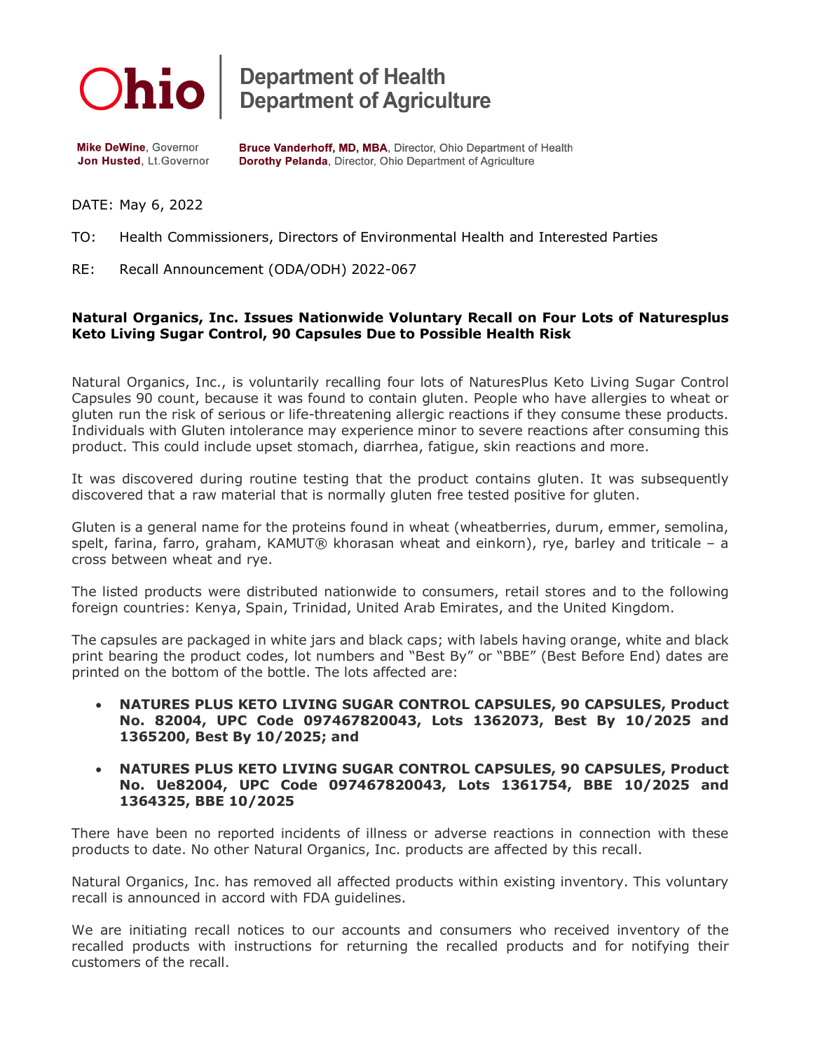# Ohio | Department of Health
## Department of Agriculture

**Mike DeWine**, Governor
**Jon Husted**, Lt.Governor

**Bruce Vanderhoff, MD, MBA**, Director, Ohio Department of Health
**Dorothy Pelanda**, Director, Ohio Department of Agriculture

DATE: May 6, 2022

TO: Health Commissioners, Directors of Environmental Health and Interested Parties

RE: Recall Announcement (ODA/ODH) 2022-067

**Natural Organics, Inc. Issues Nationwide Voluntary Recall on Four Lots of Naturesplus Keto Living Sugar Control, 90 Capsules Due to Possible Health Risk**

Natural Organics, Inc., is voluntarily recalling four lots of NaturesPlus Keto Living Sugar Control Capsules 90 count, because it was found to contain gluten. People who have allergies to wheat or gluten run the risk of serious or life-threatening allergic reactions if they consume these products. Individuals with Gluten intolerance may experience minor to severe reactions after consuming this product. This could include upset stomach, diarrhea, fatigue, skin reactions and more.

It was discovered during routine testing that the product contains gluten. It was subsequently discovered that a raw material that is normally gluten free tested positive for gluten.

Gluten is a general name for the proteins found in wheat (wheatberries, durum, emmer, semolina, spelt, farina, farro, graham, KAMUT® khorasan wheat and einkorn), rye, barley and triticale – a cross between wheat and rye.

The listed products were distributed nationwide to consumers, retail stores and to the following foreign countries: Kenya, Spain, Trinidad, United Arab Emirates, and the United Kingdom.

The capsules are packaged in white jars and black caps; with labels having orange, white and black print bearing the product codes, lot numbers and "Best By" or "BBE" (Best Before End) dates are printed on the bottom of the bottle. The lots affected are:

- **NATURES PLUS KETO LIVING SUGAR CONTROL CAPSULES, 90 CAPSULES, Product No. 82004, UPC Code 097467820043, Lots 1362073, Best By 10/2025 and 1365200, Best By 10/2025; and**
- **NATURES PLUS KETO LIVING SUGAR CONTROL CAPSULES, 90 CAPSULES, Product No. Ue82004, UPC Code 097467820043, Lots 1361754, BBE 10/2025 and 1364325, BBE 10/2025**

There have been no reported incidents of illness or adverse reactions in connection with these products to date. No other Natural Organics, Inc. products are affected by this recall.

Natural Organics, Inc. has removed all affected products within existing inventory. This voluntary recall is announced in accord with FDA guidelines.

We are initiating recall notices to our accounts and consumers who received inventory of the recalled products with instructions for returning the recalled products and for notifying their customers of the recall.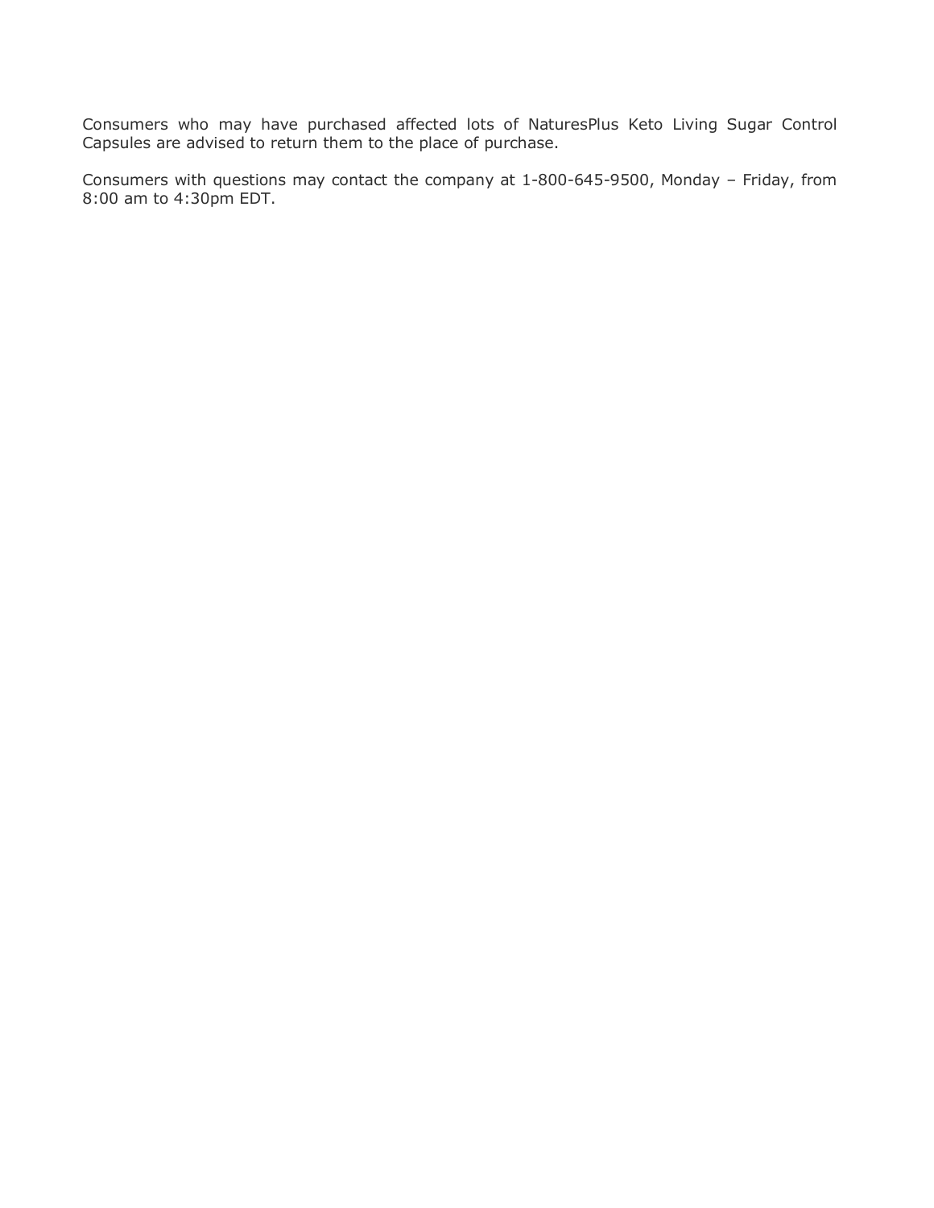Consumers who may have purchased affected lots of NaturesPlus Keto Living Sugar Control Capsules are advised to return them to the place of purchase.

Consumers with questions may contact the company at 1-800-645-9500, Monday – Friday, from 8:00 am to 4:30pm EDT.